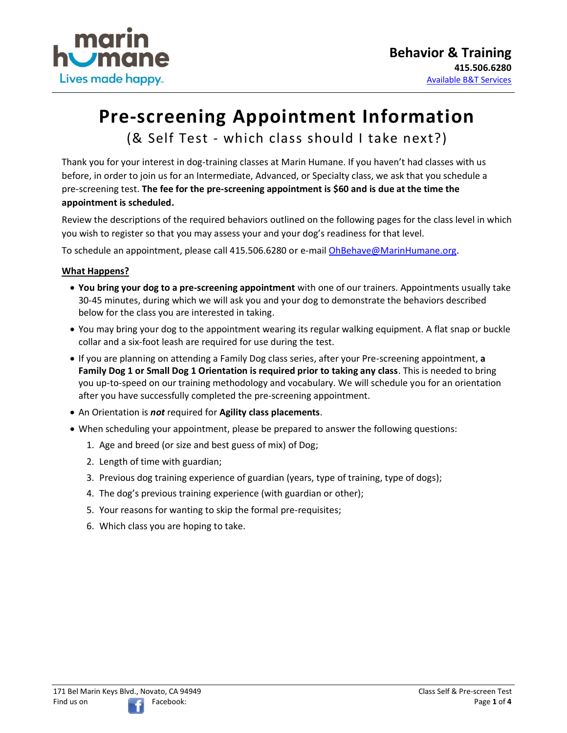**Behavior & Training**
**415.506.6280**
Available B&T Services

# Pre-screening Appointment Information

## (& Self Test - which class should I take next?)

Thank you for your interest in dog-training classes at Marin Humane. If you haven't had classes with us before, in order to join us for an Intermediate, Advanced, or Specialty class, we ask that you schedule a pre-screening test. **The fee for the pre-screening appointment is $60 and is due at the time the appointment is scheduled.**

Review the descriptions of the required behaviors outlined on the following pages for the class level in which you wish to register so that you may assess your and your dog's readiness for that level.

To schedule an appointment, please call 415.506.6280 or e-mail OhBehave@MarinHumane.org.

**What Happens?**

- **You bring your dog to a pre-screening appointment** with one of our trainers. Appointments usually take 30-45 minutes, during which we will ask you and your dog to demonstrate the behaviors described below for the class you are interested in taking.
- You may bring your dog to the appointment wearing its regular walking equipment. A flat snap or buckle collar and a six-foot leash are required for use during the test.
- If you are planning on attending a Family Dog class series, after your Pre-screening appointment, **a Family Dog 1 or Small Dog 1 Orientation is required prior to taking any class**. This is needed to bring you up-to-speed on our training methodology and vocabulary. We will schedule you for an orientation after you have successfully completed the pre-screening appointment.
- An Orientation is ***not*** required for **Agility class placements**.
- When scheduling your appointment, please be prepared to answer the following questions:
  1. Age and breed (or size and best guess of mix) of Dog;
  2. Length of time with guardian;
  3. Previous dog training experience of guardian (years, type of training, type of dogs);
  4. The dog's previous training experience (with guardian or other);
  5. Your reasons for wanting to skip the formal pre-requisites;
  6. Which class you are hoping to take.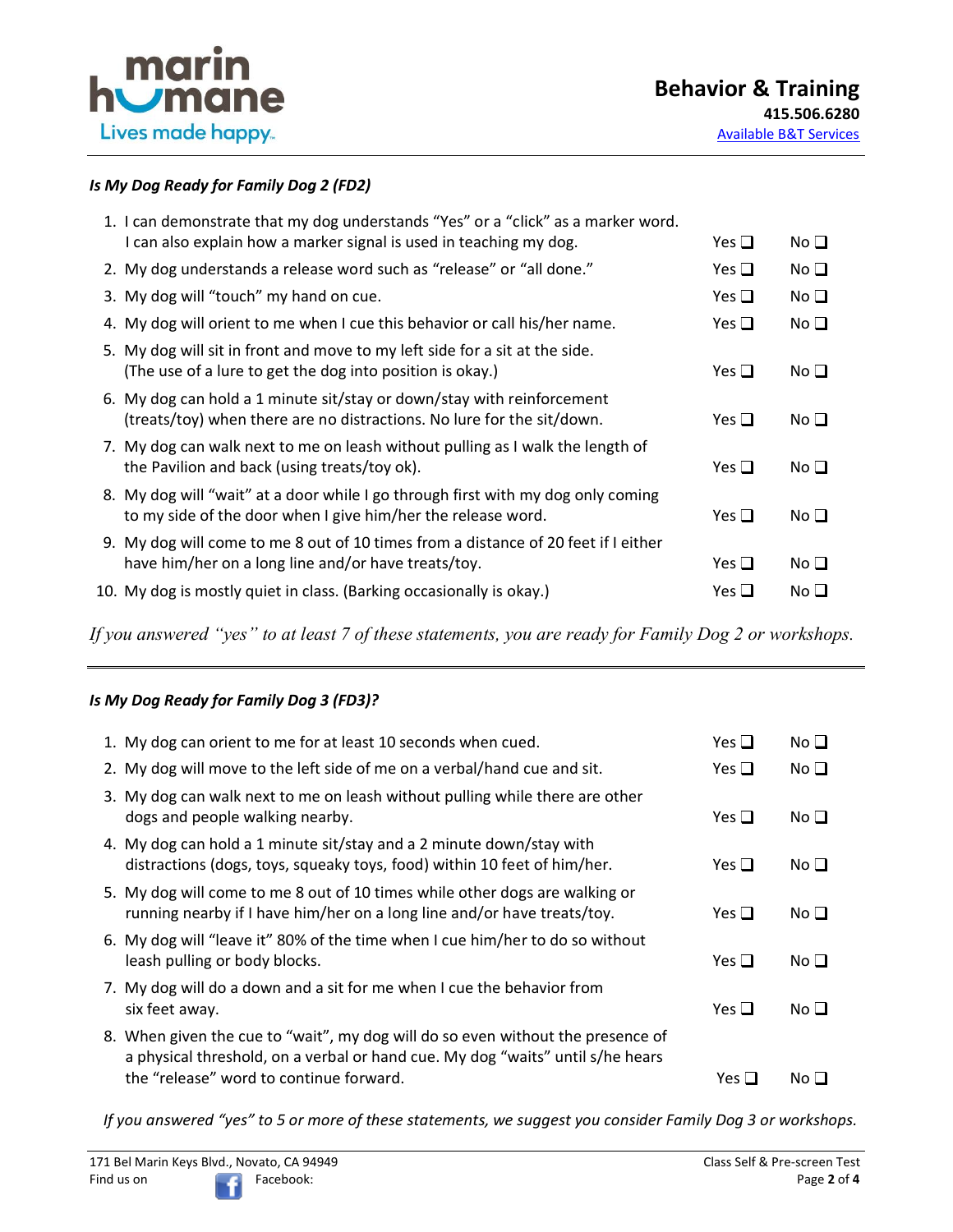### *Is My Dog Ready for Family Dog 2 (FD2)*

| | | |
|---|---|---|
| 1. I can demonstrate that my dog understands "Yes" or a "click" as a marker word. I can also explain how a marker signal is used in teaching my dog. | Yes ☐ | No ☐ |
| 2. My dog understands a release word such as "release" or "all done." | Yes ☐ | No ☐ |
| 3. My dog will "touch" my hand on cue. | Yes ☐ | No ☐ |
| 4. My dog will orient to me when I cue this behavior or call his/her name. | Yes ☐ | No ☐ |
| 5. My dog will sit in front and move to my left side for a sit at the side. (The use of a lure to get the dog into position is okay.) | Yes ☐ | No ☐ |
| 6. My dog can hold a 1 minute sit/stay or down/stay with reinforcement (treats/toy) when there are no distractions. No lure for the sit/down. | Yes ☐ | No ☐ |
| 7. My dog can walk next to me on leash without pulling as I walk the length of the Pavilion and back (using treats/toy ok). | Yes ☐ | No ☐ |
| 8. My dog will "wait" at a door while I go through first with my dog only coming to my side of the door when I give him/her the release word. | Yes ☐ | No ☐ |
| 9. My dog will come to me 8 out of 10 times from a distance of 20 feet if I either have him/her on a long line and/or have treats/toy. | Yes ☐ | No ☐ |
| 10. My dog is mostly quiet in class. (Barking occasionally is okay.) | Yes ☐ | No ☐ |

*If you answered "yes" to at least 7 of these statements, you are ready for Family Dog 2 or workshops.*

---

### *Is My Dog Ready for Family Dog 3 (FD3)?*

| | | |
|---|---|---|
| 1. My dog can orient to me for at least 10 seconds when cued. | Yes ☐ | No ☐ |
| 2. My dog will move to the left side of me on a verbal/hand cue and sit. | Yes ☐ | No ☐ |
| 3. My dog can walk next to me on leash without pulling while there are other dogs and people walking nearby. | Yes ☐ | No ☐ |
| 4. My dog can hold a 1 minute sit/stay and a 2 minute down/stay with distractions (dogs, toys, squeaky toys, food) within 10 feet of him/her. | Yes ☐ | No ☐ |
| 5. My dog will come to me 8 out of 10 times while other dogs are walking or running nearby if I have him/her on a long line and/or have treats/toy. | Yes ☐ | No ☐ |
| 6. My dog will "leave it" 80% of the time when I cue him/her to do so without leash pulling or body blocks. | Yes ☐ | No ☐ |
| 7. My dog will do a down and a sit for me when I cue the behavior from six feet away. | Yes ☐ | No ☐ |
| 8. When given the cue to "wait", my dog will do so even without the presence of a physical threshold, on a verbal or hand cue. My dog "waits" until s/he hears the "release" word to continue forward. | Yes ☐ | No ☐ |

*If you answered "yes" to 5 or more of these statements, we suggest you consider Family Dog 3 or workshops.*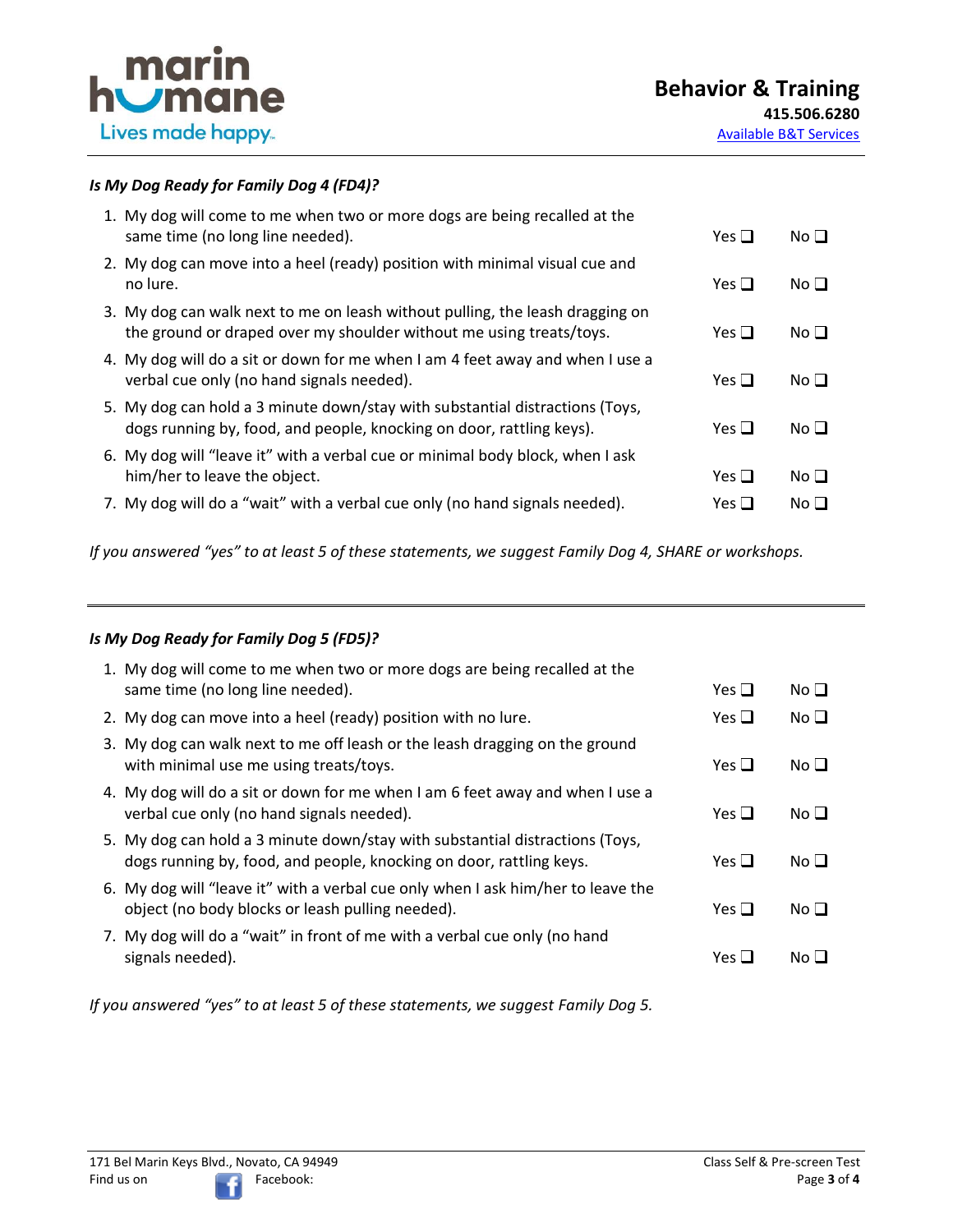*Is My Dog Ready for Family Dog 4 (FD4)?*

1. My dog will come to me when two or more dogs are being recalled at the same time (no long line needed). Yes ❑ No ❑
2. My dog can move into a heel (ready) position with minimal visual cue and no lure. Yes ❑ No ❑
3. My dog can walk next to me on leash without pulling, the leash dragging on the ground or draped over my shoulder without me using treats/toys. Yes ❑ No ❑
4. My dog will do a sit or down for me when I am 4 feet away and when I use a verbal cue only (no hand signals needed). Yes ❑ No ❑
5. My dog can hold a 3 minute down/stay with substantial distractions (Toys, dogs running by, food, and people, knocking on door, rattling keys). Yes ❑ No ❑
6. My dog will "leave it" with a verbal cue or minimal body block, when I ask him/her to leave the object. Yes ❑ No ❑
7. My dog will do a "wait" with a verbal cue only (no hand signals needed). Yes ❑ No ❑

*If you answered "yes" to at least 5 of these statements, we suggest Family Dog 4, SHARE or workshops.*

---

*Is My Dog Ready for Family Dog 5 (FD5)?*

1. My dog will come to me when two or more dogs are being recalled at the same time (no long line needed). Yes ❑ No ❑
2. My dog can move into a heel (ready) position with no lure. Yes ❑ No ❑
3. My dog can walk next to me off leash or the leash dragging on the ground with minimal use me using treats/toys. Yes ❑ No ❑
4. My dog will do a sit or down for me when I am 6 feet away and when I use a verbal cue only (no hand signals needed). Yes ❑ No ❑
5. My dog can hold a 3 minute down/stay with substantial distractions (Toys, dogs running by, food, and people, knocking on door, rattling keys. Yes ❑ No ❑
6. My dog will "leave it" with a verbal cue only when I ask him/her to leave the object (no body blocks or leash pulling needed). Yes ❑ No ❑
7. My dog will do a "wait" in front of me with a verbal cue only (no hand signals needed). Yes ❑ No ❑

*If you answered "yes" to at least 5 of these statements, we suggest Family Dog 5.*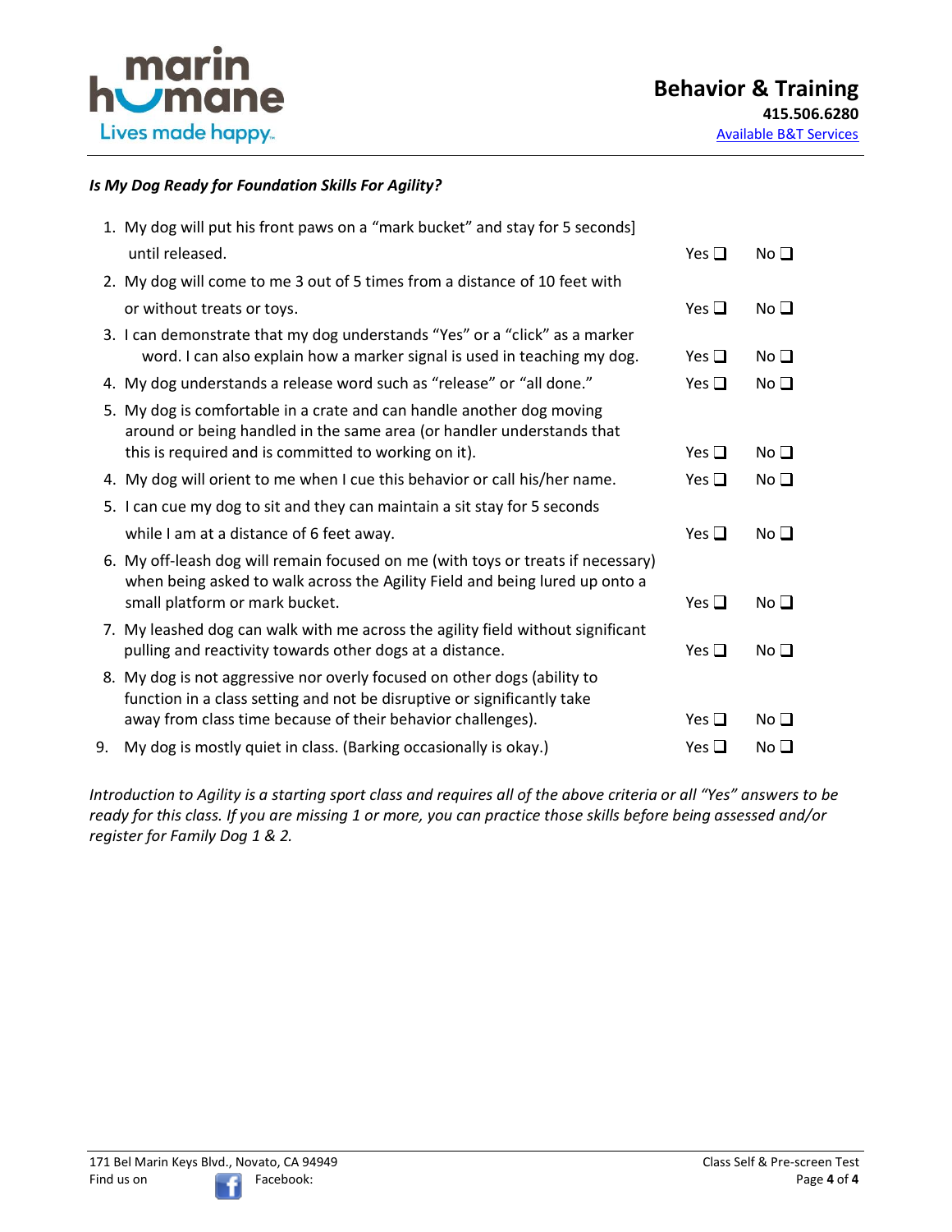**Behavior & Training**
**415.506.6280**
Available B&T Services

***Is My Dog Ready for Foundation Skills For Agility?***

| | | |
|---|---|---|
| 1. My dog will put his front paws on a "mark bucket" and stay for 5 seconds] until released. | Yes ❑ | No ❑ |
| 2. My dog will come to me 3 out of 5 times from a distance of 10 feet with or without treats or toys. | Yes ❑ | No ❑ |
| 3. I can demonstrate that my dog understands "Yes" or a "click" as a marker word. I can also explain how a marker signal is used in teaching my dog. | Yes ❑ | No ❑ |
| 4. My dog understands a release word such as "release" or "all done." | Yes ❑ | No ❑ |
| 5. My dog is comfortable in a crate and can handle another dog moving around or being handled in the same area (or handler understands that this is required and is committed to working on it). | Yes ❑ | No ❑ |
| 4. My dog will orient to me when I cue this behavior or call his/her name. | Yes ❑ | No ❑ |
| 5. I can cue my dog to sit and they can maintain a sit stay for 5 seconds while I am at a distance of 6 feet away. | Yes ❑ | No ❑ |
| 6. My off-leash dog will remain focused on me (with toys or treats if necessary) when being asked to walk across the Agility Field and being lured up onto a small platform or mark bucket. | Yes ❑ | No ❑ |
| 7. My leashed dog can walk with me across the agility field without significant pulling and reactivity towards other dogs at a distance. | Yes ❑ | No ❑ |
| 8. My dog is not aggressive nor overly focused on other dogs (ability to function in a class setting and not be disruptive or significantly take away from class time because of their behavior challenges). | Yes ❑ | No ❑ |
| 9. My dog is mostly quiet in class. (Barking occasionally is okay.) | Yes ❑ | No ❑ |

*Introduction to Agility is a starting sport class and requires all of the above criteria or all "Yes" answers to be ready for this class. If you are missing 1 or more, you can practice those skills before being assessed and/or register for Family Dog 1 & 2.*

171 Bel Marin Keys Blvd., Novato, CA 94949
Find us on Facebook: